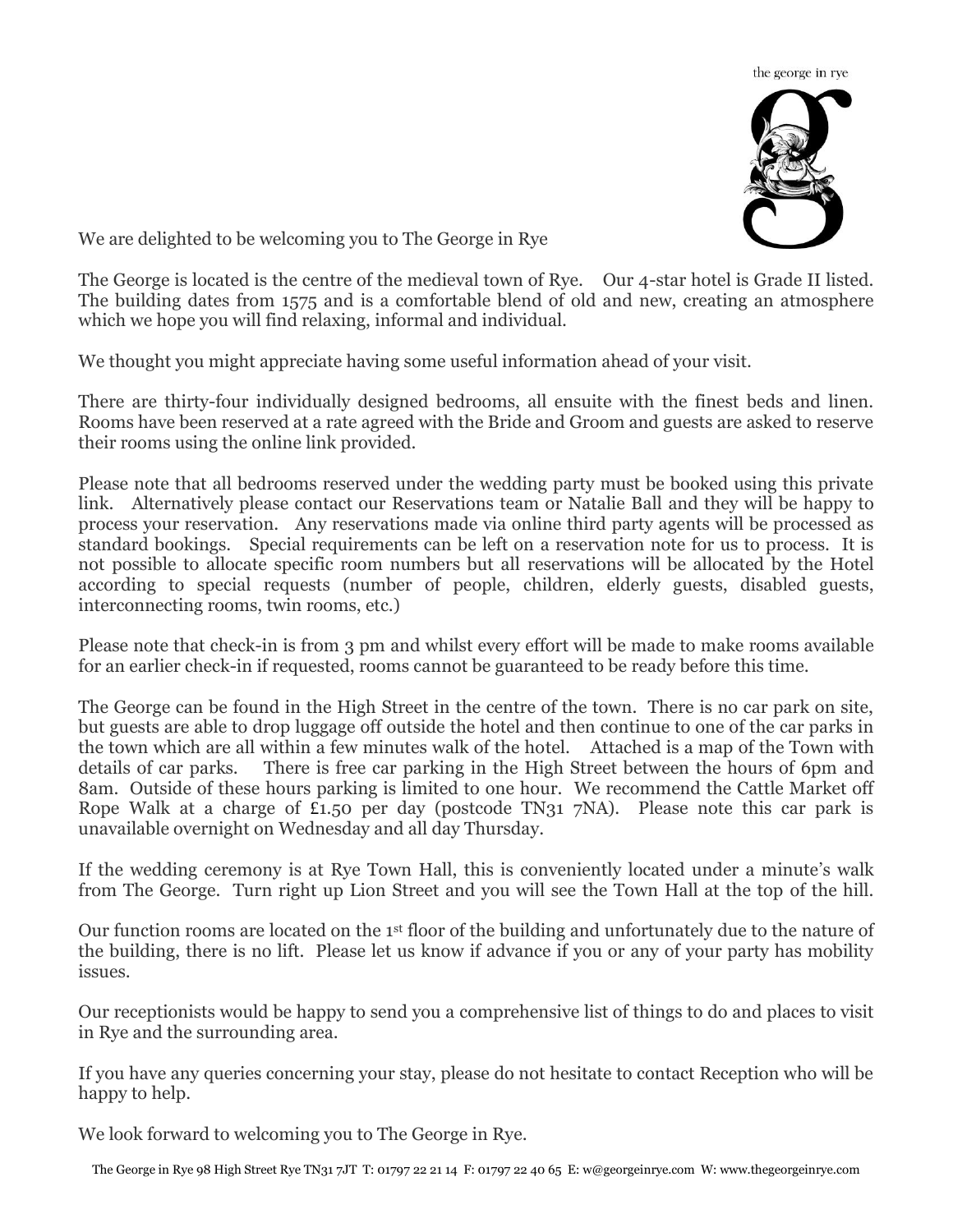the george in rye

We are delighted to be welcoming you to The George in Rye

The George is located is the centre of the medieval town of Rye. Our 4-star hotel is Grade II listed. The building dates from 1575 and is a comfortable blend of old and new, creating an atmosphere which we hope you will find relaxing, informal and individual.

We thought you might appreciate having some useful information ahead of your visit.

There are thirty-four individually designed bedrooms, all ensuite with the finest beds and linen. Rooms have been reserved at a rate agreed with the Bride and Groom and guests are asked to reserve their rooms using the online link provided.

Please note that all bedrooms reserved under the wedding party must be booked using this private link. Alternatively please contact our Reservations team or Natalie Ball and they will be happy to process your reservation. Any reservations made via online third party agents will be processed as standard bookings. Special requirements can be left on a reservation note for us to process. It is not possible to allocate specific room numbers but all reservations will be allocated by the Hotel according to special requests (number of people, children, elderly guests, disabled guests, interconnecting rooms, twin rooms, etc.)

Please note that check-in is from 3 pm and whilst every effort will be made to make rooms available for an earlier check-in if requested, rooms cannot be guaranteed to be ready before this time.

The George can be found in the High Street in the centre of the town. There is no car park on site, but guests are able to drop luggage off outside the hotel and then continue to one of the car parks in the town which are all within a few minutes walk of the hotel. Attached is a map of the Town with details of car parks. There is free car parking in the High Street between the hours of 6pm and 8am. Outside of these hours parking is limited to one hour. We recommend the Cattle Market off Rope Walk at a charge of £1.50 per day (postcode TN31 7NA). Please note this car park is unavailable overnight on Wednesday and all day Thursday.

If the wedding ceremony is at Rye Town Hall, this is conveniently located under a minute's walk from The George. Turn right up Lion Street and you will see the Town Hall at the top of the hill.

Our function rooms are located on the 1st floor of the building and unfortunately due to the nature of the building, there is no lift. Please let us know if advance if you or any of your party has mobility issues.

Our receptionists would be happy to send you a comprehensive list of things to do and places to visit in Rye and the surrounding area.

If you have any queries concerning your stay, please do not hesitate to contact Reception who will be happy to help.

We look forward to welcoming you to The George in Rye.

The George in Rye 98 High Street Rye TN31 7JT T: 01797 22 21 14 F: 01797 22 40 65 E: w@georgeinrye.com W: www.thegeorgeinrye.com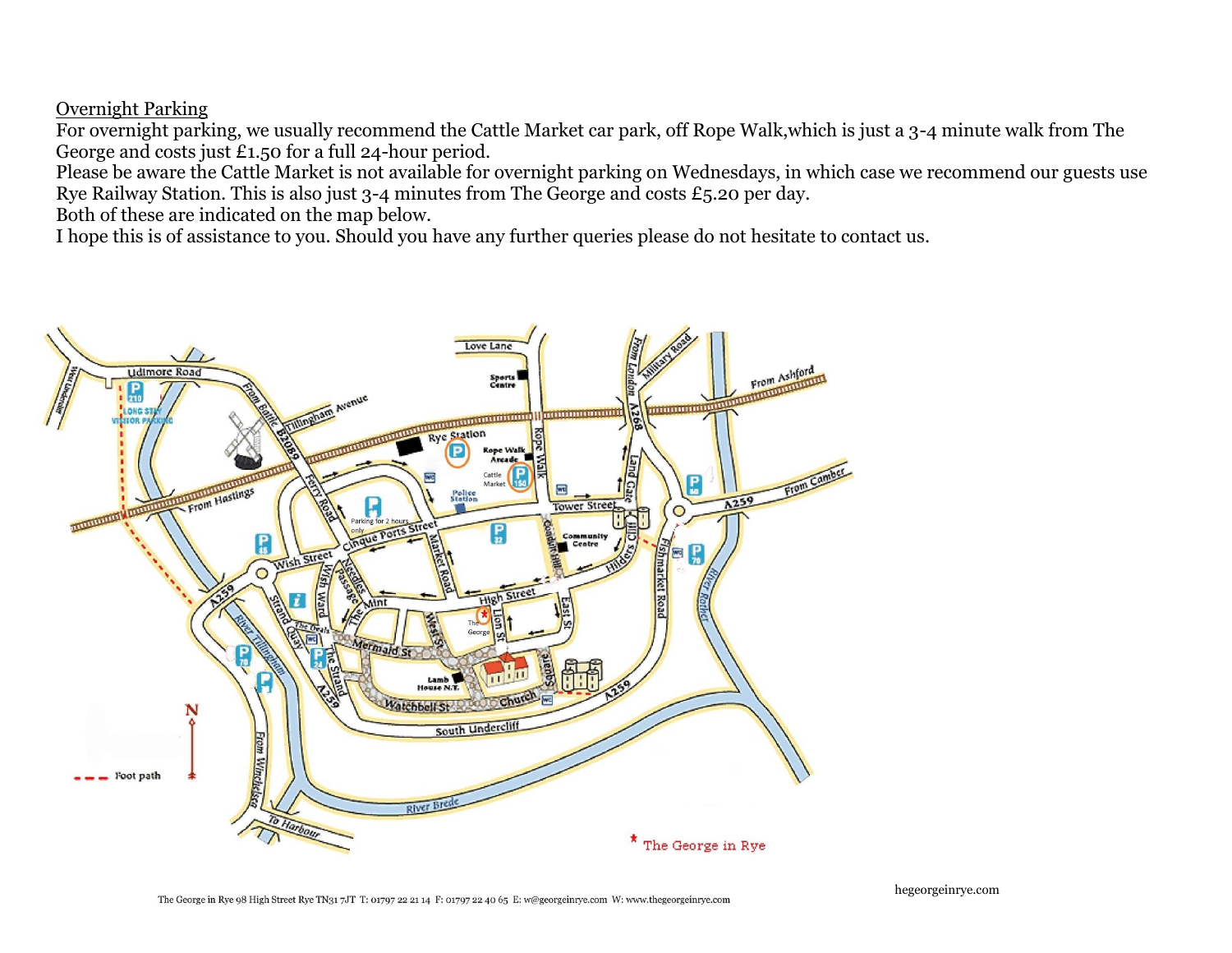Overnight Parking

For overnight parking, we usually recommend the Cattle Market car park, off Rope Walk,which is just a 3-4 minute walk from The George and costs just £1.50 for a full 24-hour period.

Please be aware the Cattle Market is not available for overnight parking on Wednesdays, in which case we recommend our guests use Rye Railway Station. This is also just 3-4 minutes from The George and costs £5.20 per day.

Both of these are indicated on the map below.

I hope this is of assistance to you. Should you have any further queries please do not hesitate to contact us.

Udimore Road
210
LONG STAY VISITOR PARKING
From Battle B2089
Tillingham Avenue
From Hastings
Ferry Road
Rye Station
Rope Walk Arcade
Cattle Market
150
Police Station
Love Lane
Sports Centre
Rope Walk
From London A268
Military Road
From Ashford
Land Gate
Tower Street
From Camber
A259
80
Parking for 2 hours only
Cinque Ports Street
Market Road
32
Conduit Hill
Community Centre
Hilders Cliff
Fishmarket Road
River Rother
70
Wish Street
Wish Ward
Needles Passage
The Mint
High Street
The George
Lion St
East St
West St
Strand Quay
The Deals
River Tillingham
Mermaid St
The Strand
24
Lamb House N.T.
Watchbell St
Church Square
South Undercliff
From Winchelsea
To Harbour
River Brede
N
Foot path
* The George in Rye